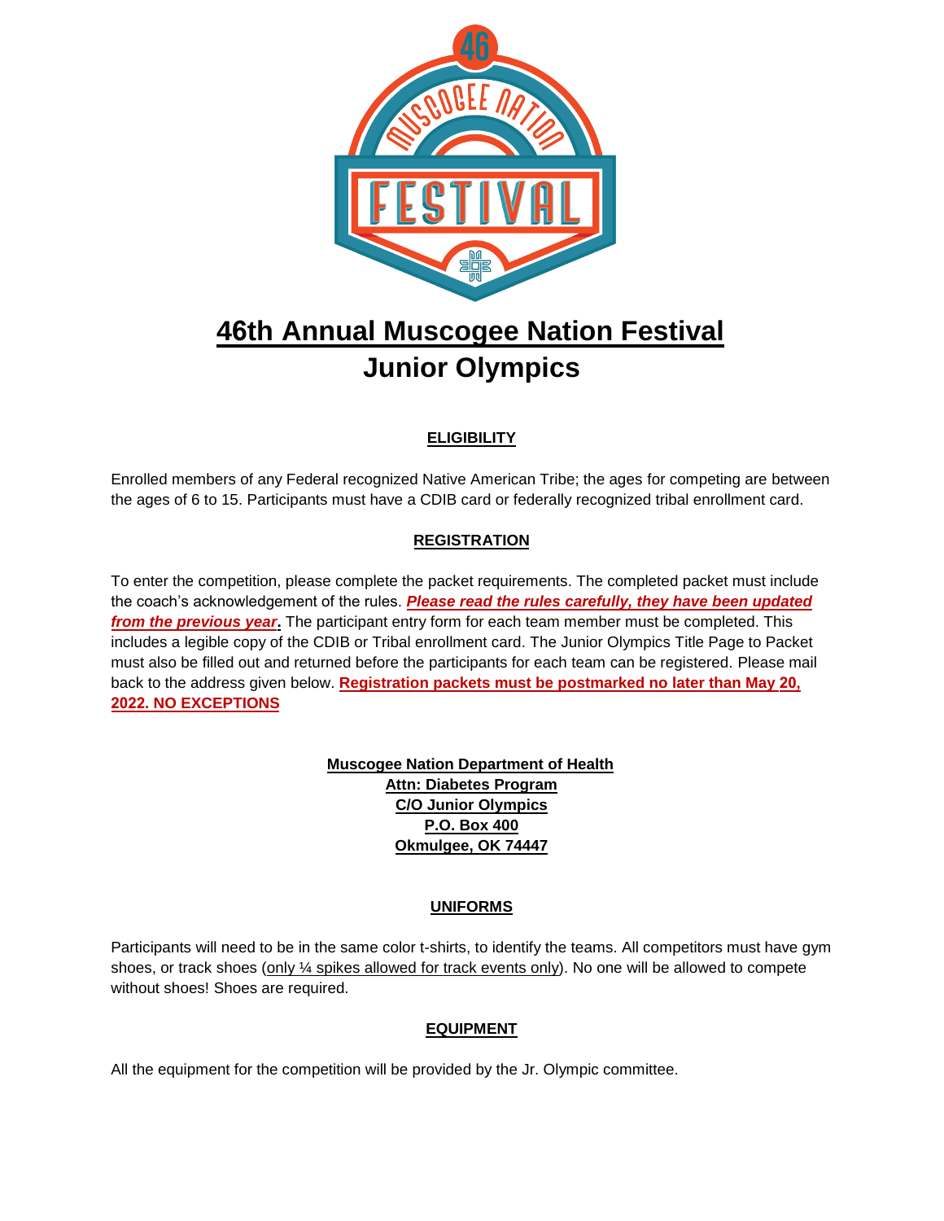# 46th Annual Muscogee Nation Festival
# Junior Olympics

## ELIGIBILITY

Enrolled members of any Federal recognized Native American Tribe; the ages for competing are between the ages of 6 to 15. Participants must have a CDIB card or federally recognized tribal enrollment card.

## REGISTRATION

To enter the competition, please complete the packet requirements. The completed packet must include the coach's acknowledgement of the rules. ***Please read the rules carefully, they have been updated from the previous year*.** The participant entry form for each team member must be completed. This includes a legible copy of the CDIB or Tribal enrollment card. The Junior Olympics Title Page to Packet must also be filled out and returned before the participants for each team can be registered. Please mail back to the address given below. **Registration packets must be postmarked no later than May 20, 2022. NO EXCEPTIONS**

**Muscogee Nation Department of Health**
**Attn: Diabetes Program**
**C/O Junior Olympics**
**P.O. Box 400**
**Okmulgee, OK 74447**

## UNIFORMS

Participants will need to be in the same color t-shirts, to identify the teams. All competitors must have gym shoes, or track shoes (only ¼ spikes allowed for track events only). No one will be allowed to compete without shoes! Shoes are required.

## EQUIPMENT

All the equipment for the competition will be provided by the Jr. Olympic committee.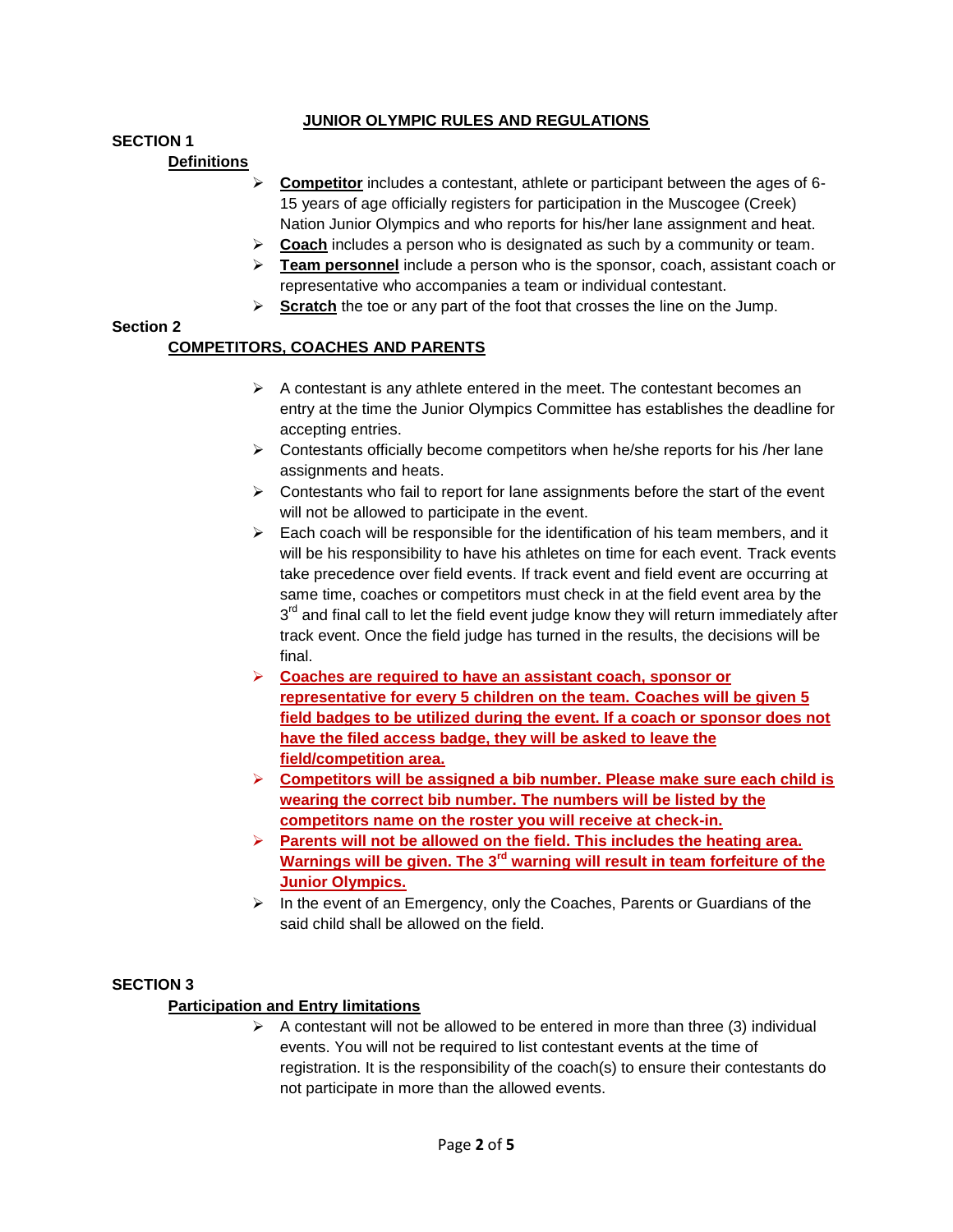# JUNIOR OLYMPIC RULES AND REGULATIONS

## SECTION 1

### Definitions

- **Competitor** includes a contestant, athlete or participant between the ages of 6-15 years of age officially registers for participation in the Muscogee (Creek) Nation Junior Olympics and who reports for his/her lane assignment and heat.
- **Coach** includes a person who is designated as such by a community or team.
- **Team personnel** include a person who is the sponsor, coach, assistant coach or representative who accompanies a team or individual contestant.
- **Scratch** the toe or any part of the foot that crosses the line on the Jump.

## Section 2

### COMPETITORS, COACHES AND PARENTS

- A contestant is any athlete entered in the meet. The contestant becomes an entry at the time the Junior Olympics Committee has establishes the deadline for accepting entries.
- Contestants officially become competitors when he/she reports for his /her lane assignments and heats.
- Contestants who fail to report for lane assignments before the start of the event will not be allowed to participate in the event.
- Each coach will be responsible for the identification of his team members, and it will be his responsibility to have his athletes on time for each event. Track events take precedence over field events. If track event and field event are occurring at same time, coaches or competitors must check in at the field event area by the 3rd and final call to let the field event judge know they will return immediately after track event. Once the field judge has turned in the results, the decisions will be final.
- **Coaches are required to have an assistant coach, sponsor or representative for every 5 children on the team. Coaches will be given 5 field badges to be utilized during the event. If a coach or sponsor does not have the filed access badge, they will be asked to leave the field/competition area.**
- **Competitors will be assigned a bib number. Please make sure each child is wearing the correct bib number. The numbers will be listed by the competitors name on the roster you will receive at check-in.**
- **Parents will not be allowed on the field. This includes the heating area. Warnings will be given. The 3rd warning will result in team forfeiture of the Junior Olympics.**
- In the event of an Emergency, only the Coaches, Parents or Guardians of the said child shall be allowed on the field.

## SECTION 3

### Participation and Entry limitations

- A contestant will not be allowed to be entered in more than three (3) individual events. You will not be required to list contestant events at the time of registration. It is the responsibility of the coach(s) to ensure their contestants do not participate in more than the allowed events.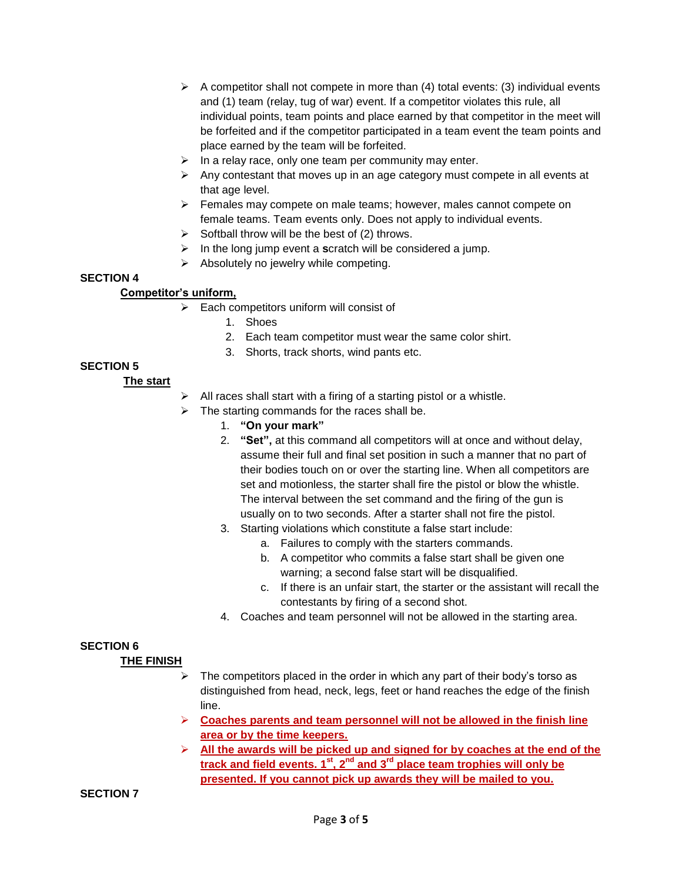- A competitor shall not compete in more than (4) total events: (3) individual events and (1) team (relay, tug of war) event. If a competitor violates this rule, all individual points, team points and place earned by that competitor in the meet will be forfeited and if the competitor participated in a team event the team points and place earned by the team will be forfeited.
- In a relay race, only one team per community may enter.
- Any contestant that moves up in an age category must compete in all events at that age level.
- Females may compete on male teams; however, males cannot compete on female teams. Team events only. Does not apply to individual events.
- Softball throw will be the best of (2) throws.
- In the long jump event a **s**cratch will be considered a jump.
- Absolutely no jewelry while competing.

**SECTION 4**

**Competitor's uniform,**

- Each competitors uniform will consist of
  1. Shoes
  2. Each team competitor must wear the same color shirt.
  3. Shorts, track shorts, wind pants etc.

**SECTION 5**

**The start**

- All races shall start with a firing of a starting pistol or a whistle.
- The starting commands for the races shall be.
  1. **"On your mark"**
  2. **"Set",** at this command all competitors will at once and without delay, assume their full and final set position in such a manner that no part of their bodies touch on or over the starting line. When all competitors are set and motionless, the starter shall fire the pistol or blow the whistle. The interval between the set command and the firing of the gun is usually on to two seconds. After a starter shall not fire the pistol.
  3. Starting violations which constitute a false start include:
     a. Failures to comply with the starters commands.
     b. A competitor who commits a false start shall be given one warning; a second false start will be disqualified.
     c. If there is an unfair start, the starter or the assistant will recall the contestants by firing of a second shot.
  4. Coaches and team personnel will not be allowed in the starting area.

**SECTION 6**

**THE FINISH**

- The competitors placed in the order in which any part of their body's torso as distinguished from head, neck, legs, feet or hand reaches the edge of the finish line.
- **Coaches parents and team personnel will not be allowed in the finish line area or by the time keepers.**
- **All the awards will be picked up and signed for by coaches at the end of the track and field events. 1st, 2nd and 3rd place team trophies will only be presented. If you cannot pick up awards they will be mailed to you.**

**SECTION 7**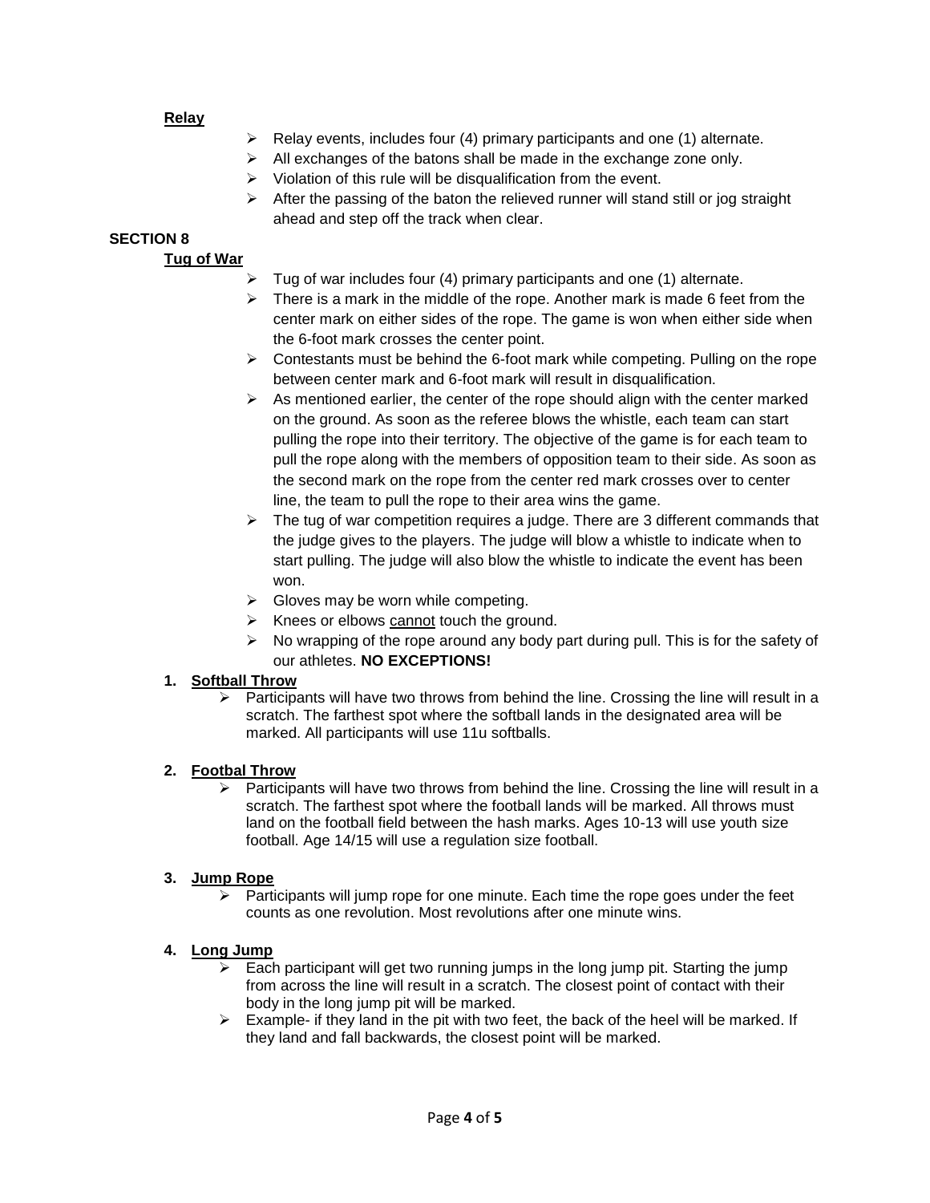**Relay**

- Relay events, includes four (4) primary participants and one (1) alternate.
- All exchanges of the batons shall be made in the exchange zone only.
- Violation of this rule will be disqualification from the event.
- After the passing of the baton the relieved runner will stand still or jog straight ahead and step off the track when clear.

**SECTION 8**

**Tug of War**

- Tug of war includes four (4) primary participants and one (1) alternate.
- There is a mark in the middle of the rope. Another mark is made 6 feet from the center mark on either sides of the rope. The game is won when either side when the 6-foot mark crosses the center point.
- Contestants must be behind the 6-foot mark while competing. Pulling on the rope between center mark and 6-foot mark will result in disqualification.
- As mentioned earlier, the center of the rope should align with the center marked on the ground. As soon as the referee blows the whistle, each team can start pulling the rope into their territory. The objective of the game is for each team to pull the rope along with the members of opposition team to their side. As soon as the second mark on the rope from the center red mark crosses over to center line, the team to pull the rope to their area wins the game.
- The tug of war competition requires a judge. There are 3 different commands that the judge gives to the players. The judge will blow a whistle to indicate when to start pulling. The judge will also blow the whistle to indicate the event has been won.
- Gloves may be worn while competing.
- Knees or elbows cannot touch the ground.
- No wrapping of the rope around any body part during pull. This is for the safety of our athletes. **NO EXCEPTIONS!**

1. **Softball Throw**
   - Participants will have two throws from behind the line. Crossing the line will result in a scratch. The farthest spot where the softball lands in the designated area will be marked. All participants will use 11u softballs.

2. **Footbal Throw**
   - Participants will have two throws from behind the line. Crossing the line will result in a scratch. The farthest spot where the football lands will be marked. All throws must land on the football field between the hash marks. Ages 10-13 will use youth size football. Age 14/15 will use a regulation size football.

3. **Jump Rope**
   - Participants will jump rope for one minute. Each time the rope goes under the feet counts as one revolution. Most revolutions after one minute wins.

4. **Long Jump**
   - Each participant will get two running jumps in the long jump pit. Starting the jump from across the line will result in a scratch. The closest point of contact with their body in the long jump pit will be marked.
   - Example- if they land in the pit with two feet, the back of the heel will be marked. If they land and fall backwards, the closest point will be marked.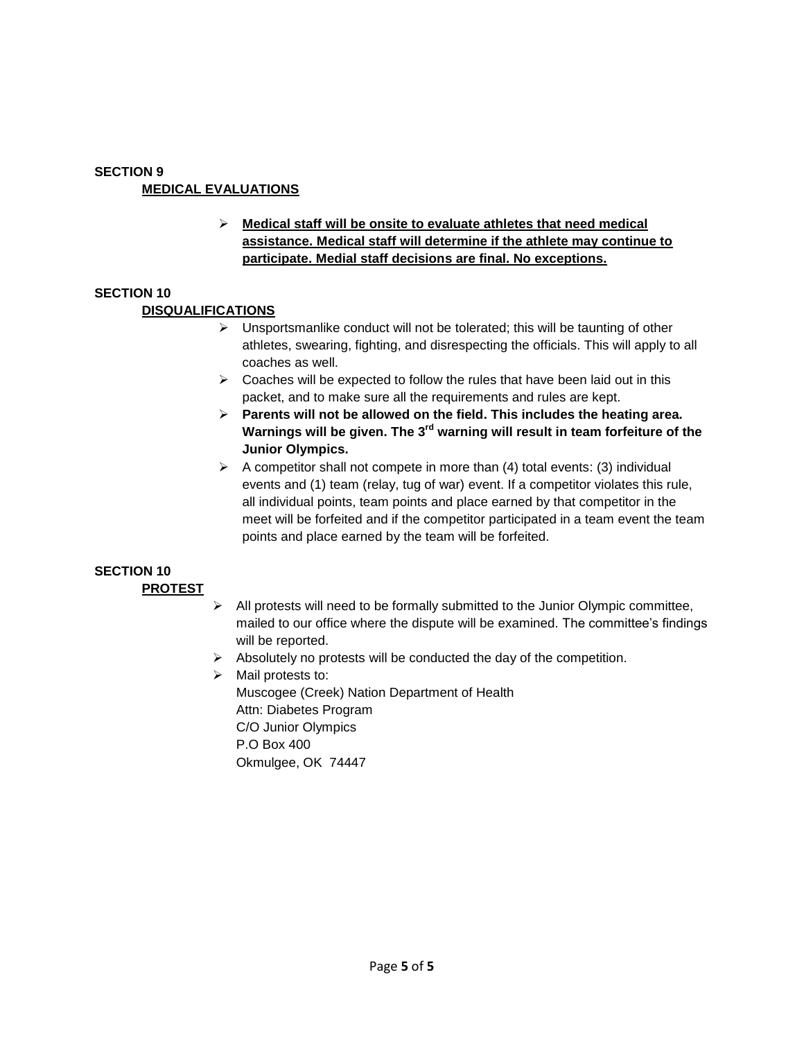**SECTION 9**

**MEDICAL EVALUATIONS**

- **Medical staff will be onsite to evaluate athletes that need medical assistance. Medical staff will determine if the athlete may continue to participate. Medial staff decisions are final. No exceptions.**

**SECTION 10**

**DISQUALIFICATIONS**

- Unsportsmanlike conduct will not be tolerated; this will be taunting of other athletes, swearing, fighting, and disrespecting the officials. This will apply to all coaches as well.
- Coaches will be expected to follow the rules that have been laid out in this packet, and to make sure all the requirements and rules are kept.
- **Parents will not be allowed on the field. This includes the heating area. Warnings will be given. The 3rd warning will result in team forfeiture of the Junior Olympics.**
- A competitor shall not compete in more than (4) total events: (3) individual events and (1) team (relay, tug of war) event. If a competitor violates this rule, all individual points, team points and place earned by that competitor in the meet will be forfeited and if the competitor participated in a team event the team points and place earned by the team will be forfeited.

**SECTION 10**

**PROTEST**

- All protests will need to be formally submitted to the Junior Olympic committee, mailed to our office where the dispute will be examined. The committee's findings will be reported.
- Absolutely no protests will be conducted the day of the competition.
- Mail protests to:
  Muscogee (Creek) Nation Department of Health
  Attn: Diabetes Program
  C/O Junior Olympics
  P.O Box 400
  Okmulgee, OK 74447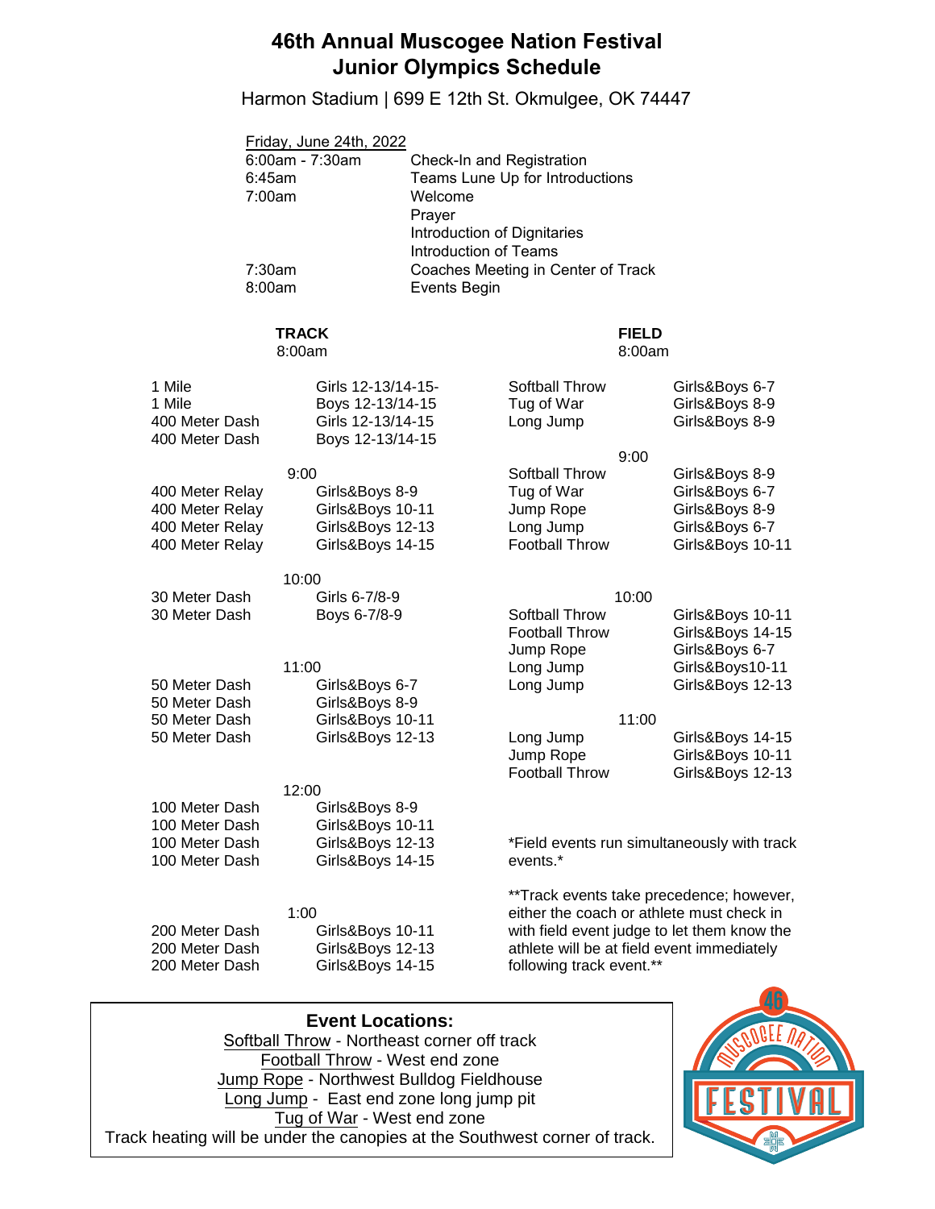# 46th Annual Muscogee Nation Festival
# Junior Olympics Schedule

Harmon Stadium | 699 E 12th St. Okmulgee, OK 74447

Friday, June 24th, 2022

| Time | Activity |
|---|---|
| 6:00am - 7:30am | Check-In and Registration |
| 6:45am | Teams Lune Up for Introductions |
| 7:00am | Welcome<br>Prayer<br>Introduction of Dignitaries<br>Introduction of Teams |
| 7:30am | Coaches Meeting in Center of Track |
| 8:00am | Events Begin |

## TRACK

**8:00am**

| Event | Group |
|---|---|
| 1 Mile | Girls 12-13/14-15- |
| 1 Mile | Boys 12-13/14-15 |
| 400 Meter Dash | Girls 12-13/14-15 |
| 400 Meter Dash | Boys 12-13/14-15 |

**9:00**

| Event | Group |
|---|---|
| 400 Meter Relay | Girls&Boys 8-9 |
| 400 Meter Relay | Girls&Boys 10-11 |
| 400 Meter Relay | Girls&Boys 12-13 |
| 400 Meter Relay | Girls&Boys 14-15 |

**10:00**

| Event | Group |
|---|---|
| 30 Meter Dash | Girls 6-7/8-9 |
| 30 Meter Dash | Boys 6-7/8-9 |

**11:00**

| Event | Group |
|---|---|
| 50 Meter Dash | Girls&Boys 6-7 |
| 50 Meter Dash | Girls&Boys 8-9 |
| 50 Meter Dash | Girls&Boys 10-11 |
| 50 Meter Dash | Girls&Boys 12-13 |

**12:00**

| Event | Group |
|---|---|
| 100 Meter Dash | Girls&Boys 8-9 |
| 100 Meter Dash | Girls&Boys 10-11 |
| 100 Meter Dash | Girls&Boys 12-13 |
| 100 Meter Dash | Girls&Boys 14-15 |

**1:00**

| Event | Group |
|---|---|
| 200 Meter Dash | Girls&Boys 10-11 |
| 200 Meter Dash | Girls&Boys 12-13 |
| 200 Meter Dash | Girls&Boys 14-15 |

## FIELD

**8:00am**

| Event | Group |
|---|---|
| Softball Throw | Girls&Boys 6-7 |
| Tug of War | Girls&Boys 8-9 |
| Long Jump | Girls&Boys 8-9 |

**9:00**

| Event | Group |
|---|---|
| Softball Throw | Girls&Boys 8-9 |
| Tug of War | Girls&Boys 6-7 |
| Jump Rope | Girls&Boys 8-9 |
| Long Jump | Girls&Boys 6-7 |
| Football Throw | Girls&Boys 10-11 |

**10:00**

| Event | Group |
|---|---|
| Softball Throw | Girls&Boys 10-11 |
| Football Throw | Girls&Boys 14-15 |
| Jump Rope | Girls&Boys 6-7 |
| Long Jump | Girls&Boys10-11 |
| Long Jump | Girls&Boys 12-13 |

**11:00**

| Event | Group |
|---|---|
| Long Jump | Girls&Boys 14-15 |
| Jump Rope | Girls&Boys 10-11 |
| Football Throw | Girls&Boys 12-13 |

*Field events run simultaneously with track events.*

**Track events take precedence; however, either the coach or athlete must check in with field event judge to let them know the athlete will be at field event immediately following track event.**

### Event Locations:

Softball Throw - Northeast corner off track
Football Throw - West end zone
Jump Rope - Northwest Bulldog Fieldhouse
Long Jump - East end zone long jump pit
Tug of War - West end zone
Track heating will be under the canopies at the Southwest corner of track.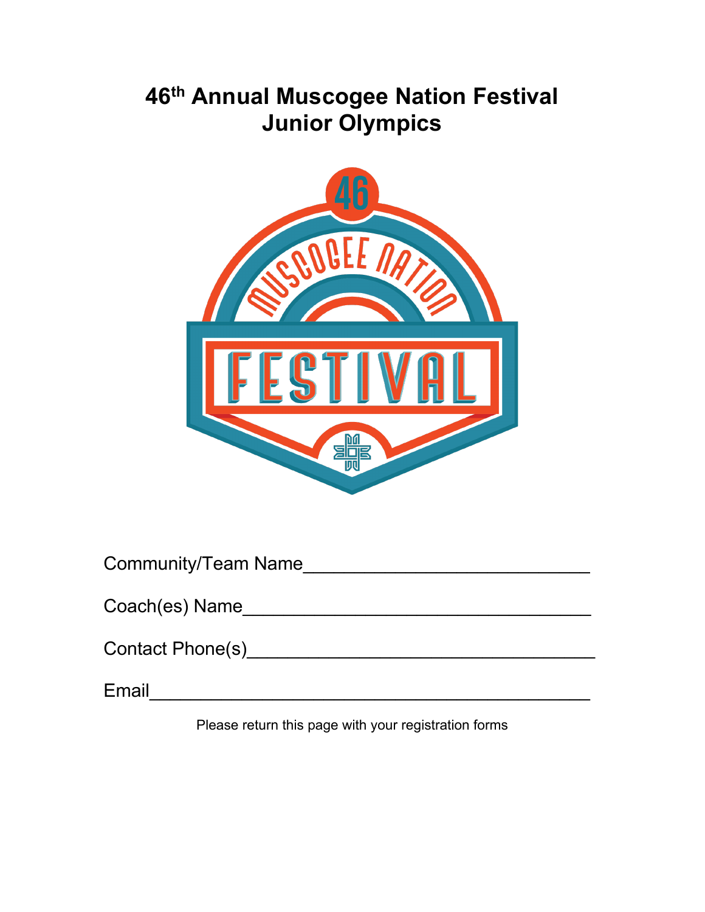# 46th Annual Muscogee Nation Festival Junior Olympics

Community/Team Name____________________________

Coach(es) Name__________________________________

Contact Phone(s)_________________________________

Email___________________________________________

Please return this page with your registration forms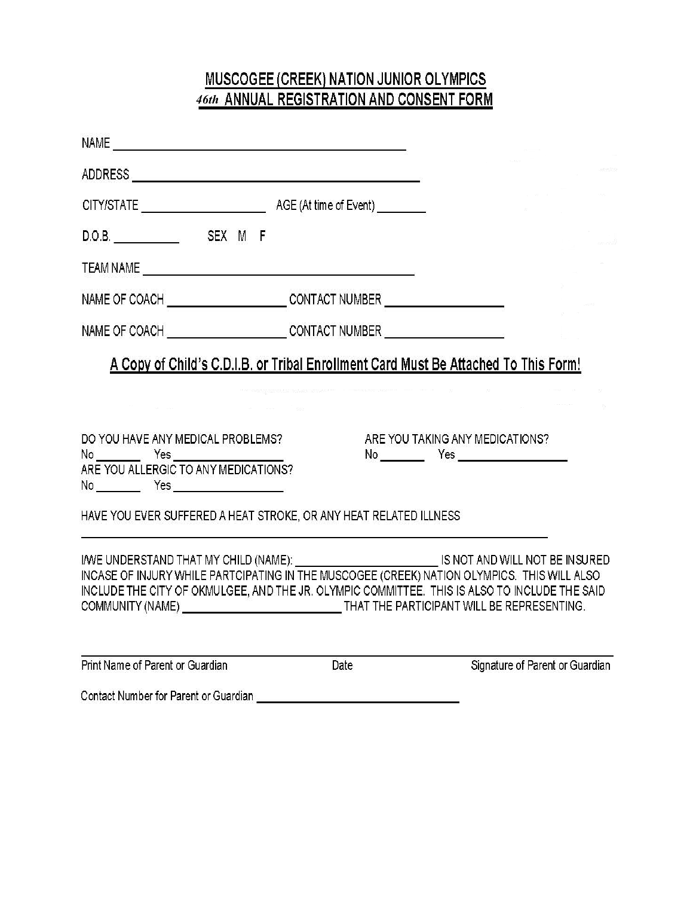# MUSCOGEE (CREEK) NATION JUNIOR OLYMPICS
## *46th* ANNUAL REGISTRATION AND CONSENT FORM

NAME ______________________________________________

ADDRESS ______________________________________________

CITY/STATE ____________________ AGE (At time of Event) ________

D.O.B. __________ SEX M F

TEAM NAME ______________________________________________

NAME OF COACH ____________________ CONTACT NUMBER ____________________

NAME OF COACH ____________________ CONTACT NUMBER ____________________

**A Copy of Child's C.D.I.B. or Tribal Enrollment Card Must Be Attached To This Form!**

DO YOU HAVE ANY MEDICAL PROBLEMS?
No ________ Yes __________________

ARE YOU TAKING ANY MEDICATIONS?
No ________ Yes __________________

ARE YOU ALLERGIC TO ANY MEDICATIONS?
No ________ Yes __________________

HAVE YOU EVER SUFFERED A HEAT STROKE, OR ANY HEAT RELATED ILLNESS

______________________________________________________________________

I/WE UNDERSTAND THAT MY CHILD (NAME): ________________________ IS NOT AND WILL NOT BE INSURED INCASE OF INJURY WHILE PARTCIPATING IN THE MUSCOGEE (CREEK) NATION OLYMPICS. THIS WILL ALSO INCLUDE THE CITY OF OKMULGEE, AND THE JR. OLYMPIC COMMITTEE. THIS IS ALSO TO INCLUDE THE SAID COMMUNITY (NAME) __________________________ THAT THE PARTICIPANT WILL BE REPRESENTING.

______________________________________________________________________

Print Name of Parent or Guardian &nbsp;&nbsp;&nbsp;&nbsp; Date &nbsp;&nbsp;&nbsp;&nbsp; Signature of Parent or Guardian

Contact Number for Parent or Guardian ________________________________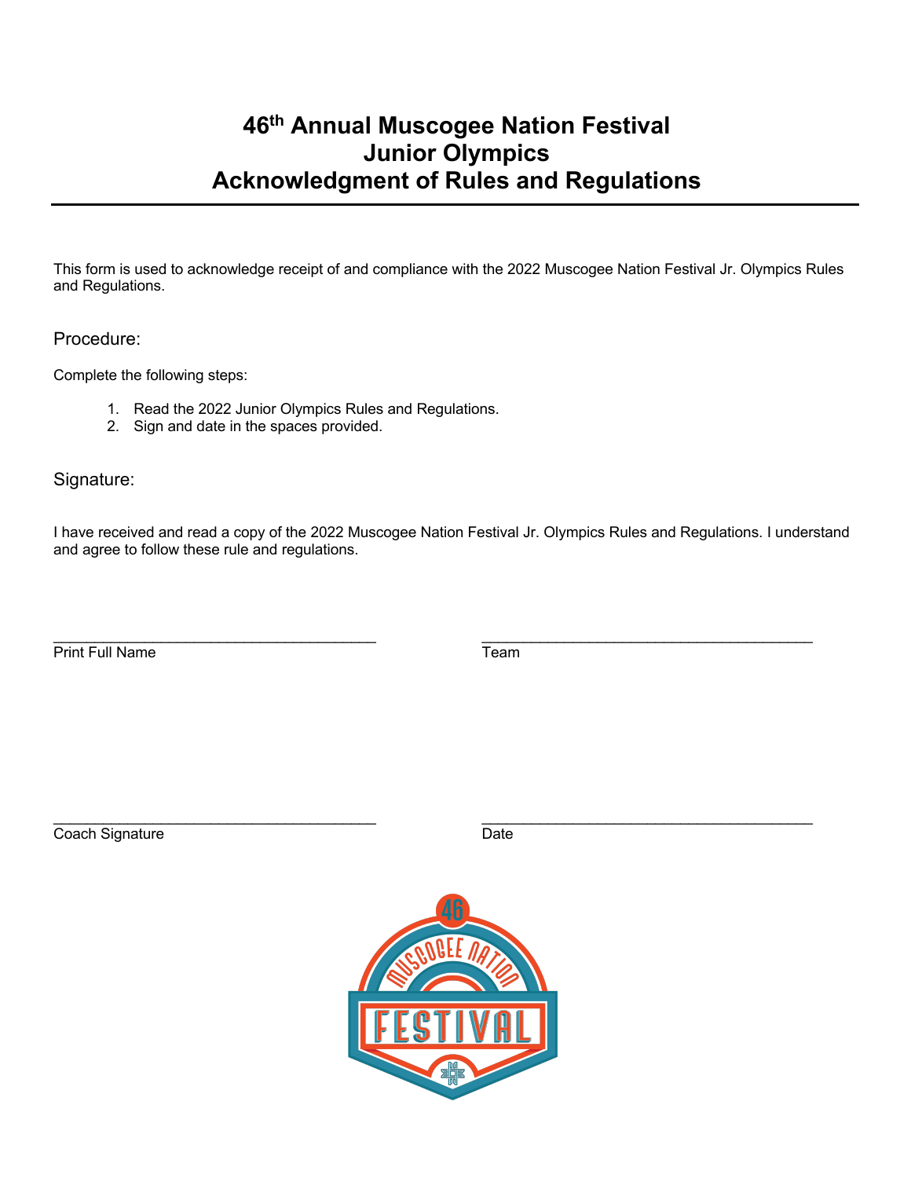# 46th Annual Muscogee Nation Festival
# Junior Olympics
# Acknowledgment of Rules and Regulations

This form is used to acknowledge receipt of and compliance with the 2022 Muscogee Nation Festival Jr. Olympics Rules and Regulations.

## Procedure:

Complete the following steps:

1. Read the 2022 Junior Olympics Rules and Regulations.
2. Sign and date in the spaces provided.

## Signature:

I have received and read a copy of the 2022 Muscogee Nation Festival Jr. Olympics Rules and Regulations. I understand and agree to follow these rule and regulations.

______________________________________
Print Full Name

______________________________________
Team

______________________________________
Coach Signature

______________________________________
Date